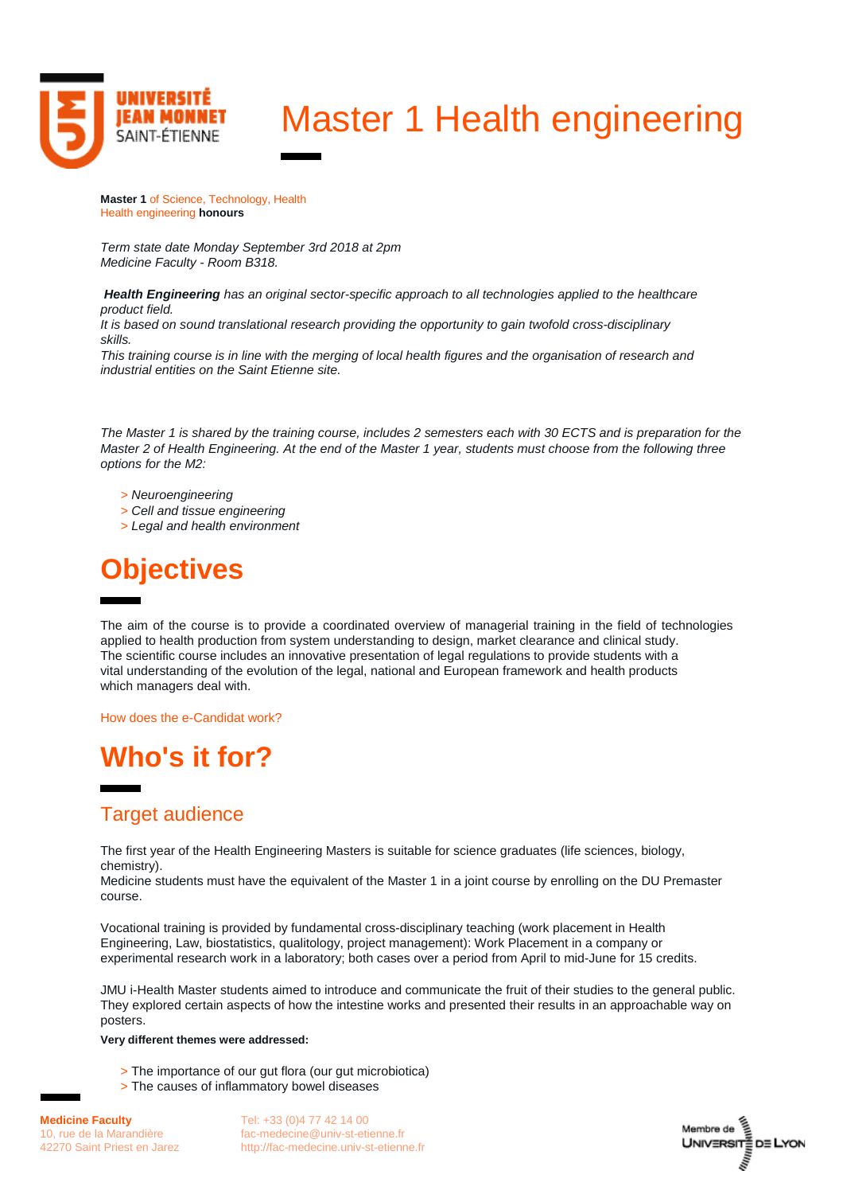# Master 1 Health engineering

**Master 1** of Science, Technology, Health
Health engineering **honours**

*Term state date Monday September 3rd 2018 at 2pm*
*Medicine Faculty - Room B318.*

***Health Engineering** has an original sector-specific approach to all technologies applied to the healthcare product field.*
*It is based on sound translational research providing the opportunity to gain twofold cross-disciplinary skills.*
*This training course is in line with the merging of local health figures and the organisation of research and industrial entities on the Saint Etienne site.*

*The Master 1 is shared by the training course, includes 2 semesters each with 30 ECTS and is preparation for the Master 2 of Health Engineering. At the end of the Master 1 year, students must choose from the following three options for the M2:*

- *Neuroengineering*
- *Cell and tissue engineering*
- *Legal and health environment*

## Objectives

The aim of the course is to provide a coordinated overview of managerial training in the field of technologies applied to health production from system understanding to design, market clearance and clinical study.
The scientific course includes an innovative presentation of legal regulations to provide students with a vital understanding of the evolution of the legal, national and European framework and health products which managers deal with.

How does the e-Candidat work?

## Who's it for?

### Target audience

The first year of the Health Engineering Masters is suitable for science graduates (life sciences, biology, chemistry).
Medicine students must have the equivalent of the Master 1 in a joint course by enrolling on the DU Premaster course.

Vocational training is provided by fundamental cross-disciplinary teaching (work placement in Health Engineering, Law, biostatistics, qualitology, project management): Work Placement in a company or experimental research work in a laboratory; both cases over a period from April to mid-June for 15 credits.

JMU i-Health Master students aimed to introduce and communicate the fruit of their studies to the general public. They explored certain aspects of how the intestine works and presented their results in an approachable way on posters.

**Very different themes were addressed:**

- The importance of our gut flora (our gut microbiotica)
- The causes of inflammatory bowel diseases

**Medicine Faculty**
10, rue de la Marandière
42270 Saint Priest en Jarez

Tel: +33 (0)4 77 42 14 00
fac-medecine@univ-st-etienne.fr
http://fac-medecine.univ-st-etienne.fr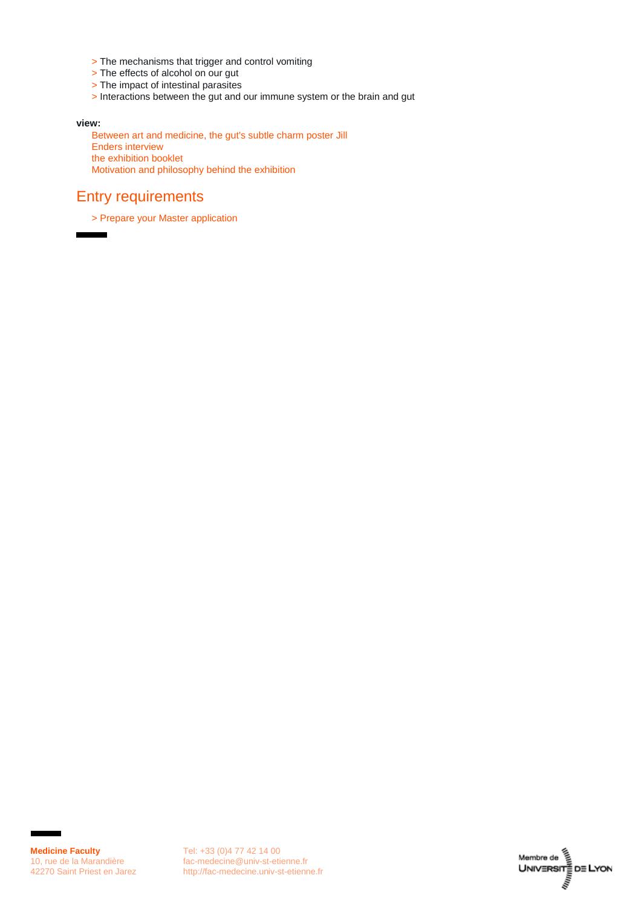- The mechanisms that trigger and control vomiting
- The effects of alcohol on our gut
- The impact of intestinal parasites
- Interactions between the gut and our immune system or the brain and gut

**view:**

Between art and medicine, the gut's subtle charm poster Jill Enders interview
the exhibition booklet
Motivation and philosophy behind the exhibition

## Entry requirements

> Prepare your Master application

**Medicine Faculty**
10, rue de la Marandière
42270 Saint Priest en Jarez

Tel: +33 (0)4 77 42 14 00
fac-medecine@univ-st-etienne.fr
http://fac-medecine.univ-st-etienne.fr

Membre de Université de Lyon